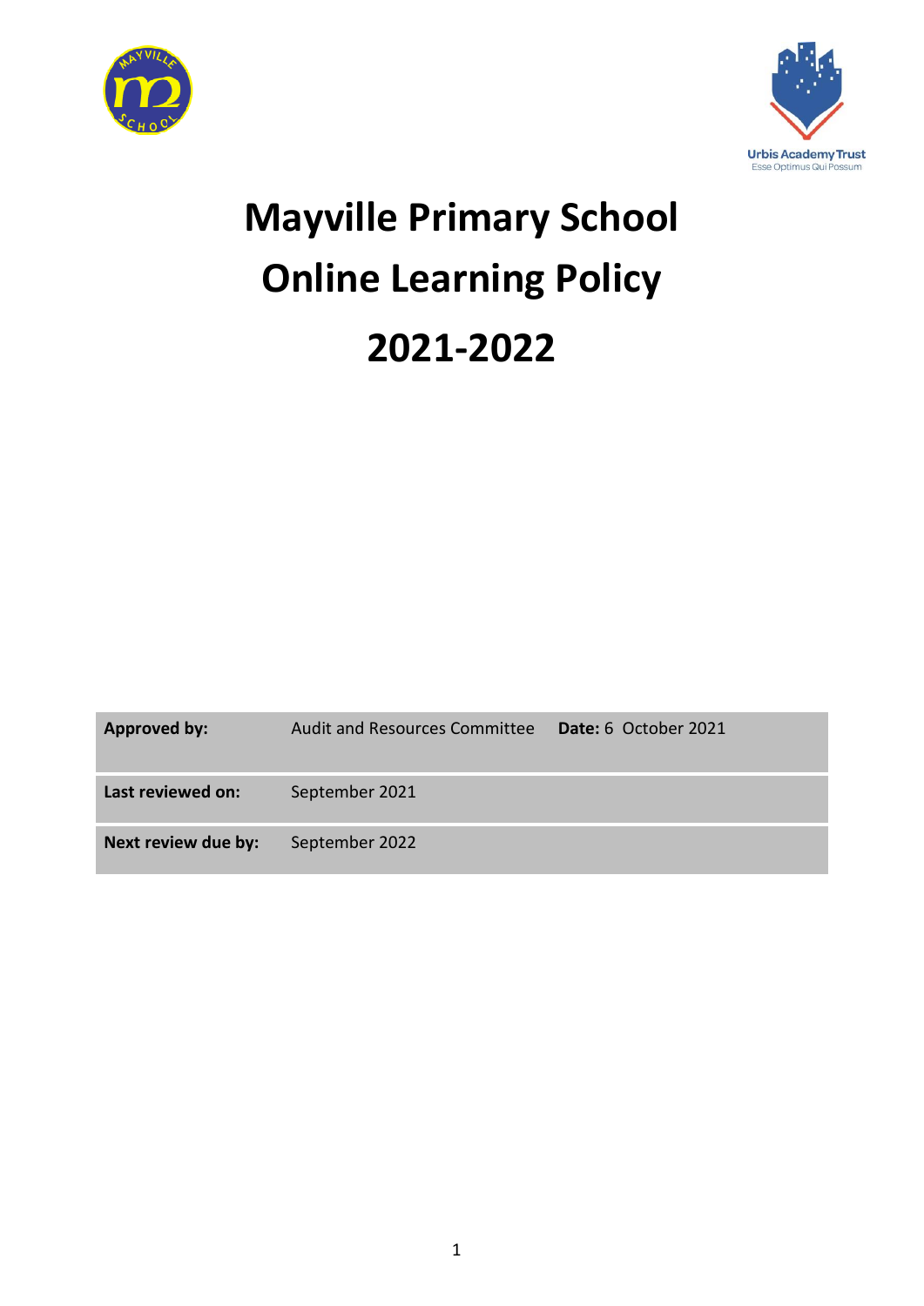Urbis Academy Trust

Esse Optimus Qui Possum

# Mayville Primary School

# Online Learning Policy

# 2021-2022

| **Approved by:** | Audit and Resources Committee | **Date:** 6 October 2021 |
|---|---|---|
| **Last reviewed on:** | September 2021 | |
| **Next review due by:** | September 2022 | |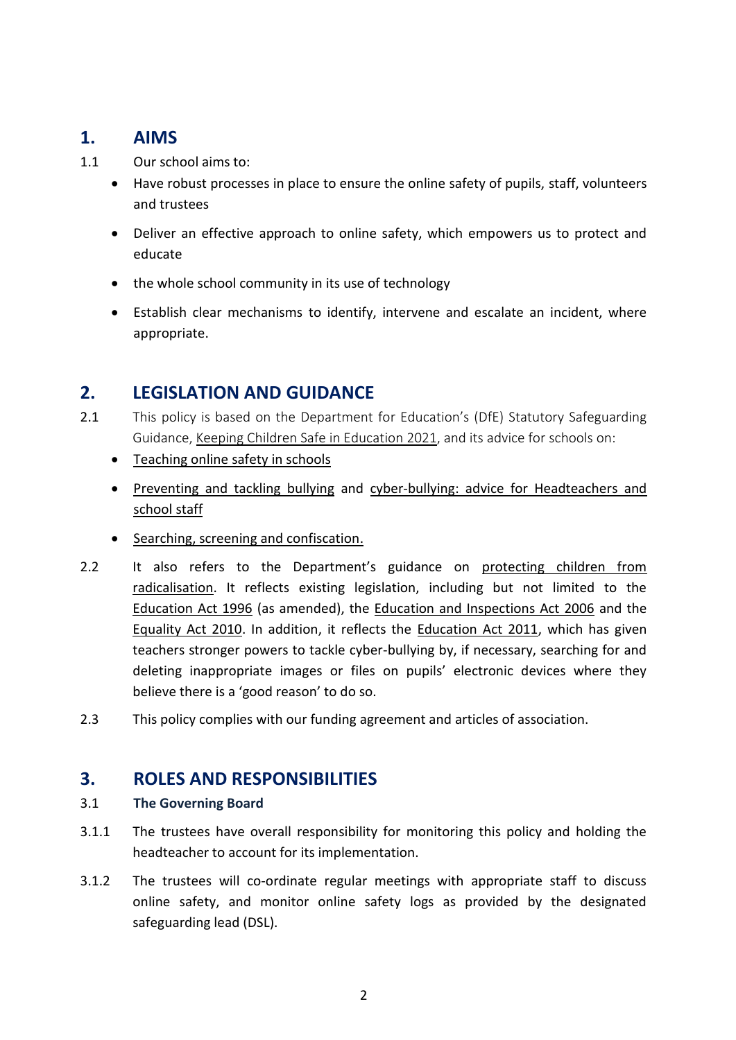## 1. AIMS

1.1 Our school aims to:

- Have robust processes in place to ensure the online safety of pupils, staff, volunteers and trustees
- Deliver an effective approach to online safety, which empowers us to protect and educate
- the whole school community in its use of technology
- Establish clear mechanisms to identify, intervene and escalate an incident, where appropriate.

## 2. LEGISLATION AND GUIDANCE

2.1 This policy is based on the Department for Education's (DfE) Statutory Safeguarding Guidance, Keeping Children Safe in Education 2021, and its advice for schools on:

- Teaching online safety in schools
- Preventing and tackling bullying and cyber-bullying: advice for Headteachers and school staff
- Searching, screening and confiscation.

2.2 It also refers to the Department's guidance on protecting children from radicalisation. It reflects existing legislation, including but not limited to the Education Act 1996 (as amended), the Education and Inspections Act 2006 and the Equality Act 2010. In addition, it reflects the Education Act 2011, which has given teachers stronger powers to tackle cyber-bullying by, if necessary, searching for and deleting inappropriate images or files on pupils' electronic devices where they believe there is a 'good reason' to do so.

2.3 This policy complies with our funding agreement and articles of association.

## 3. ROLES AND RESPONSIBILITIES

### 3.1 The Governing Board

3.1.1 The trustees have overall responsibility for monitoring this policy and holding the headteacher to account for its implementation.

3.1.2 The trustees will co-ordinate regular meetings with appropriate staff to discuss online safety, and monitor online safety logs as provided by the designated safeguarding lead (DSL).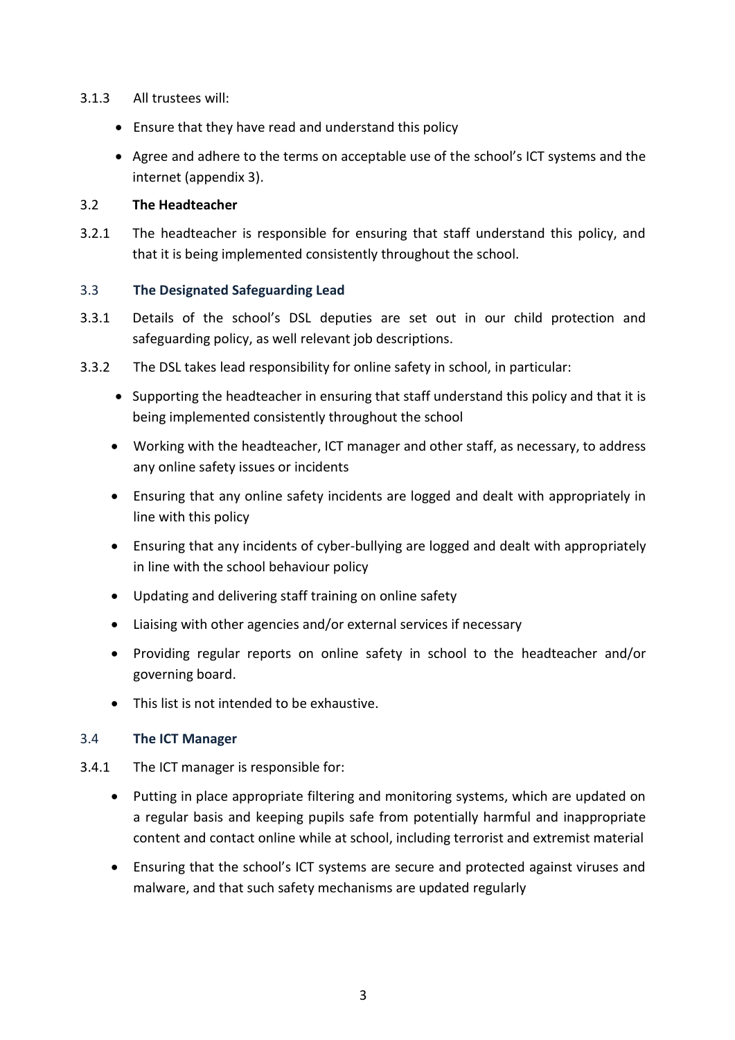3.1.3 All trustees will:

- Ensure that they have read and understand this policy
- Agree and adhere to the terms on acceptable use of the school's ICT systems and the internet (appendix 3).

### 3.2 The Headteacher

3.2.1 The headteacher is responsible for ensuring that staff understand this policy, and that it is being implemented consistently throughout the school.

### 3.3 The Designated Safeguarding Lead

3.3.1 Details of the school's DSL deputies are set out in our child protection and safeguarding policy, as well relevant job descriptions.

3.3.2 The DSL takes lead responsibility for online safety in school, in particular:

- Supporting the headteacher in ensuring that staff understand this policy and that it is being implemented consistently throughout the school
- Working with the headteacher, ICT manager and other staff, as necessary, to address any online safety issues or incidents
- Ensuring that any online safety incidents are logged and dealt with appropriately in line with this policy
- Ensuring that any incidents of cyber-bullying are logged and dealt with appropriately in line with the school behaviour policy
- Updating and delivering staff training on online safety
- Liaising with other agencies and/or external services if necessary
- Providing regular reports on online safety in school to the headteacher and/or governing board.
- This list is not intended to be exhaustive.

### 3.4 The ICT Manager

3.4.1 The ICT manager is responsible for:

- Putting in place appropriate filtering and monitoring systems, which are updated on a regular basis and keeping pupils safe from potentially harmful and inappropriate content and contact online while at school, including terrorist and extremist material
- Ensuring that the school's ICT systems are secure and protected against viruses and malware, and that such safety mechanisms are updated regularly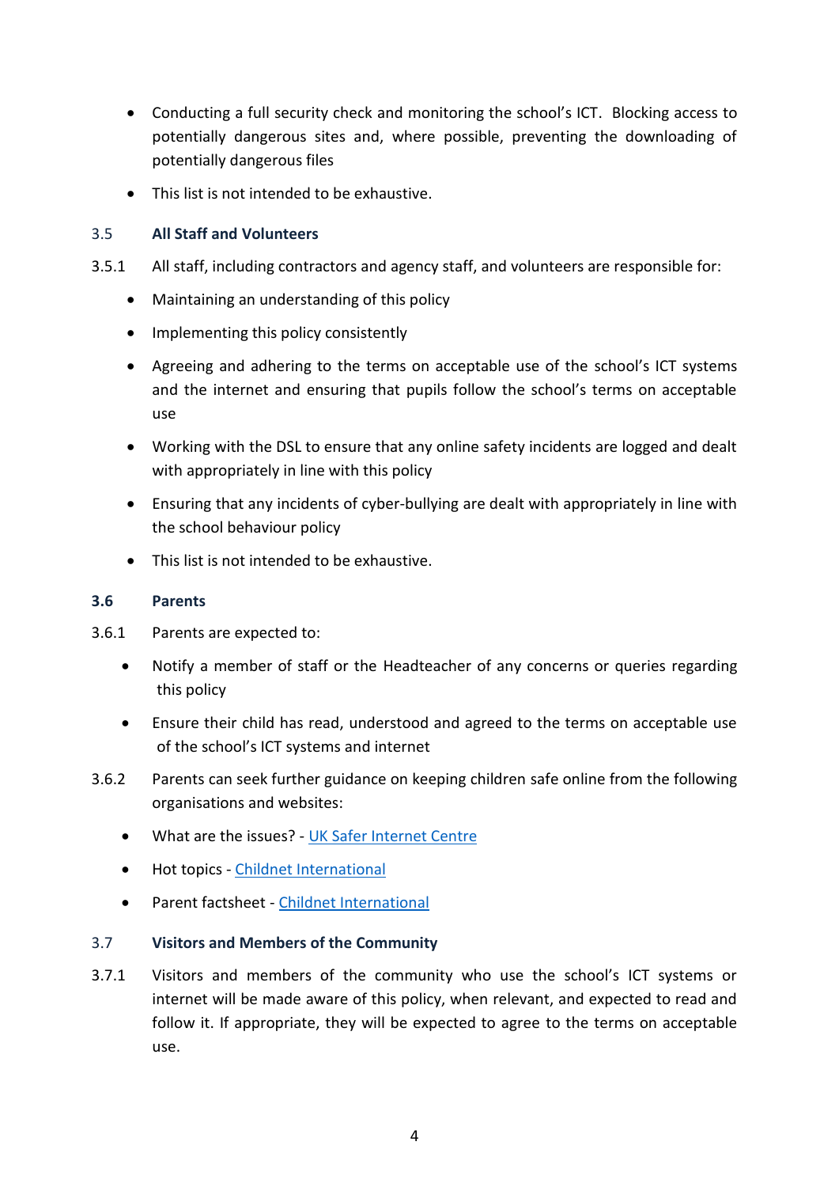- Conducting a full security check and monitoring the school's ICT. Blocking access to potentially dangerous sites and, where possible, preventing the downloading of potentially dangerous files
- This list is not intended to be exhaustive.

### 3.5 All Staff and Volunteers

3.5.1 All staff, including contractors and agency staff, and volunteers are responsible for:

- Maintaining an understanding of this policy
- Implementing this policy consistently
- Agreeing and adhering to the terms on acceptable use of the school's ICT systems and the internet and ensuring that pupils follow the school's terms on acceptable use
- Working with the DSL to ensure that any online safety incidents are logged and dealt with appropriately in line with this policy
- Ensuring that any incidents of cyber-bullying are dealt with appropriately in line with the school behaviour policy
- This list is not intended to be exhaustive.

### 3.6 Parents

3.6.1 Parents are expected to:

- Notify a member of staff or the Headteacher of any concerns or queries regarding this policy
- Ensure their child has read, understood and agreed to the terms on acceptable use of the school's ICT systems and internet

3.6.2 Parents can seek further guidance on keeping children safe online from the following organisations and websites:

- What are the issues? - UK Safer Internet Centre
- Hot topics - Childnet International
- Parent factsheet - Childnet International

### 3.7 Visitors and Members of the Community

3.7.1 Visitors and members of the community who use the school's ICT systems or internet will be made aware of this policy, when relevant, and expected to read and follow it. If appropriate, they will be expected to agree to the terms on acceptable use.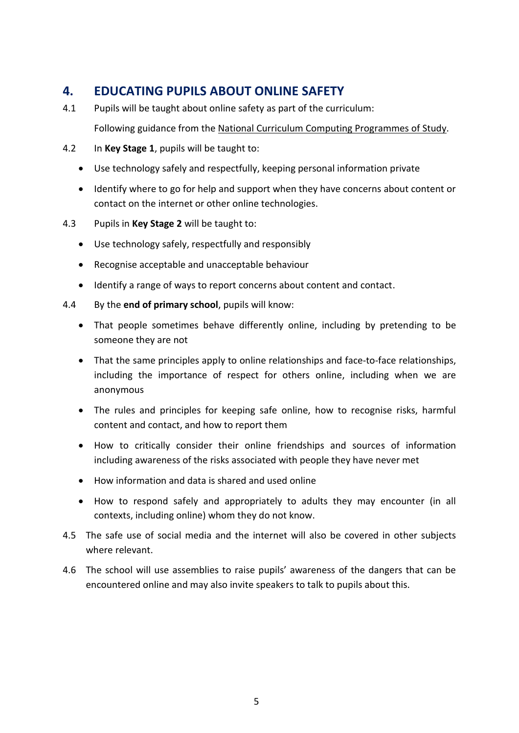## 4. EDUCATING PUPILS ABOUT ONLINE SAFETY

4.1 Pupils will be taught about online safety as part of the curriculum:

Following guidance from the National Curriculum Computing Programmes of Study.

4.2 In **Key Stage 1**, pupils will be taught to:

- Use technology safely and respectfully, keeping personal information private
- Identify where to go for help and support when they have concerns about content or contact on the internet or other online technologies.

4.3 Pupils in **Key Stage 2** will be taught to:

- Use technology safely, respectfully and responsibly
- Recognise acceptable and unacceptable behaviour
- Identify a range of ways to report concerns about content and contact.

4.4 By the **end of primary school**, pupils will know:

- That people sometimes behave differently online, including by pretending to be someone they are not
- That the same principles apply to online relationships and face-to-face relationships, including the importance of respect for others online, including when we are anonymous
- The rules and principles for keeping safe online, how to recognise risks, harmful content and contact, and how to report them
- How to critically consider their online friendships and sources of information including awareness of the risks associated with people they have never met
- How information and data is shared and used online
- How to respond safely and appropriately to adults they may encounter (in all contexts, including online) whom they do not know.

4.5 The safe use of social media and the internet will also be covered in other subjects where relevant.

4.6 The school will use assemblies to raise pupils' awareness of the dangers that can be encountered online and may also invite speakers to talk to pupils about this.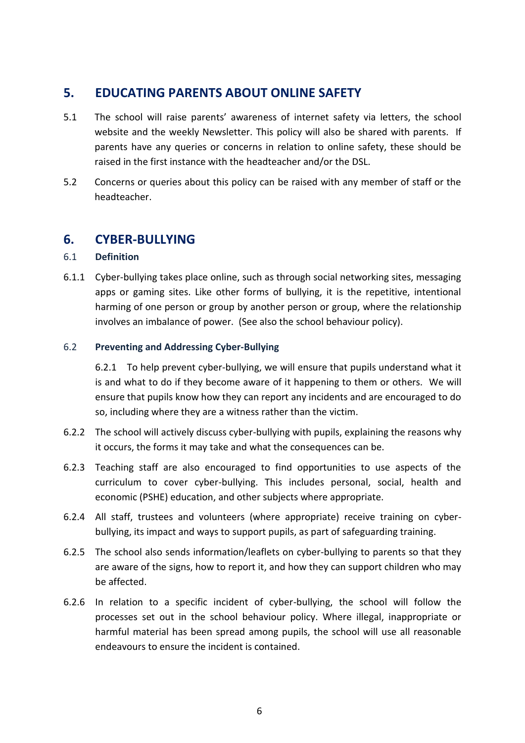## 5. EDUCATING PARENTS ABOUT ONLINE SAFETY

5.1 The school will raise parents' awareness of internet safety via letters, the school website and the weekly Newsletter. This policy will also be shared with parents. If parents have any queries or concerns in relation to online safety, these should be raised in the first instance with the headteacher and/or the DSL.

5.2 Concerns or queries about this policy can be raised with any member of staff or the headteacher.

## 6. CYBER-BULLYING

### 6.1 Definition

6.1.1 Cyber-bullying takes place online, such as through social networking sites, messaging apps or gaming sites. Like other forms of bullying, it is the repetitive, intentional harming of one person or group by another person or group, where the relationship involves an imbalance of power. (See also the school behaviour policy).

### 6.2 Preventing and Addressing Cyber-Bullying

6.2.1 To help prevent cyber-bullying, we will ensure that pupils understand what it is and what to do if they become aware of it happening to them or others. We will ensure that pupils know how they can report any incidents and are encouraged to do so, including where they are a witness rather than the victim.

6.2.2 The school will actively discuss cyber-bullying with pupils, explaining the reasons why it occurs, the forms it may take and what the consequences can be.

6.2.3 Teaching staff are also encouraged to find opportunities to use aspects of the curriculum to cover cyber-bullying. This includes personal, social, health and economic (PSHE) education, and other subjects where appropriate.

6.2.4 All staff, trustees and volunteers (where appropriate) receive training on cyber-bullying, its impact and ways to support pupils, as part of safeguarding training.

6.2.5 The school also sends information/leaflets on cyber-bullying to parents so that they are aware of the signs, how to report it, and how they can support children who may be affected.

6.2.6 In relation to a specific incident of cyber-bullying, the school will follow the processes set out in the school behaviour policy. Where illegal, inappropriate or harmful material has been spread among pupils, the school will use all reasonable endeavours to ensure the incident is contained.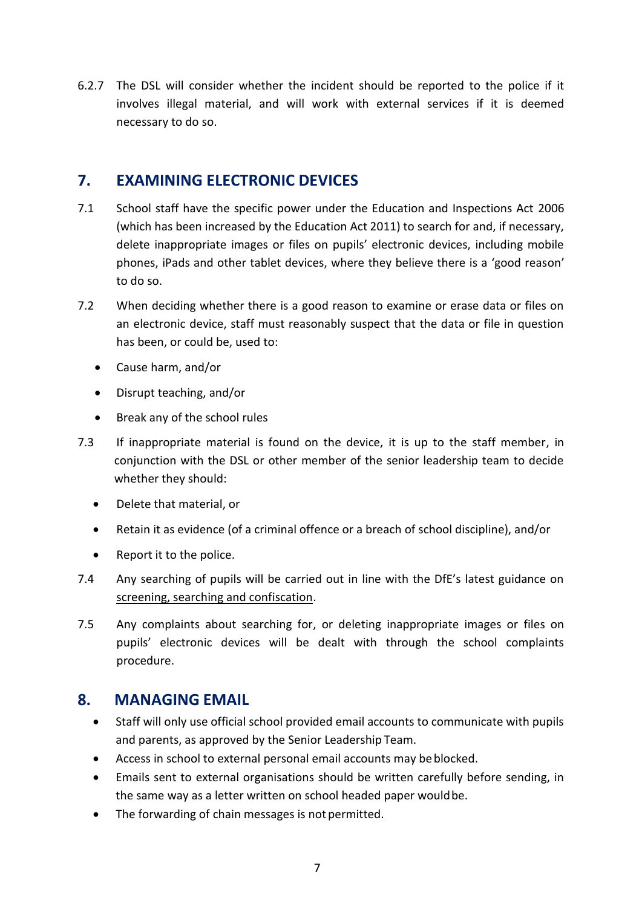6.2.7 The DSL will consider whether the incident should be reported to the police if it involves illegal material, and will work with external services if it is deemed necessary to do so.

## 7. EXAMINING ELECTRONIC DEVICES

7.1 School staff have the specific power under the Education and Inspections Act 2006 (which has been increased by the Education Act 2011) to search for and, if necessary, delete inappropriate images or files on pupils' electronic devices, including mobile phones, iPads and other tablet devices, where they believe there is a 'good reason' to do so.

7.2 When deciding whether there is a good reason to examine or erase data or files on an electronic device, staff must reasonably suspect that the data or file in question has been, or could be, used to:

- Cause harm, and/or
- Disrupt teaching, and/or
- Break any of the school rules

7.3 If inappropriate material is found on the device, it is up to the staff member, in conjunction with the DSL or other member of the senior leadership team to decide whether they should:

- Delete that material, or
- Retain it as evidence (of a criminal offence or a breach of school discipline), and/or
- Report it to the police.

7.4 Any searching of pupils will be carried out in line with the DfE's latest guidance on screening, searching and confiscation.

7.5 Any complaints about searching for, or deleting inappropriate images or files on pupils' electronic devices will be dealt with through the school complaints procedure.

## 8. MANAGING EMAIL

- Staff will only use official school provided email accounts to communicate with pupils and parents, as approved by the Senior Leadership Team.
- Access in school to external personal email accounts may be blocked.
- Emails sent to external organisations should be written carefully before sending, in the same way as a letter written on school headed paper would be.
- The forwarding of chain messages is not permitted.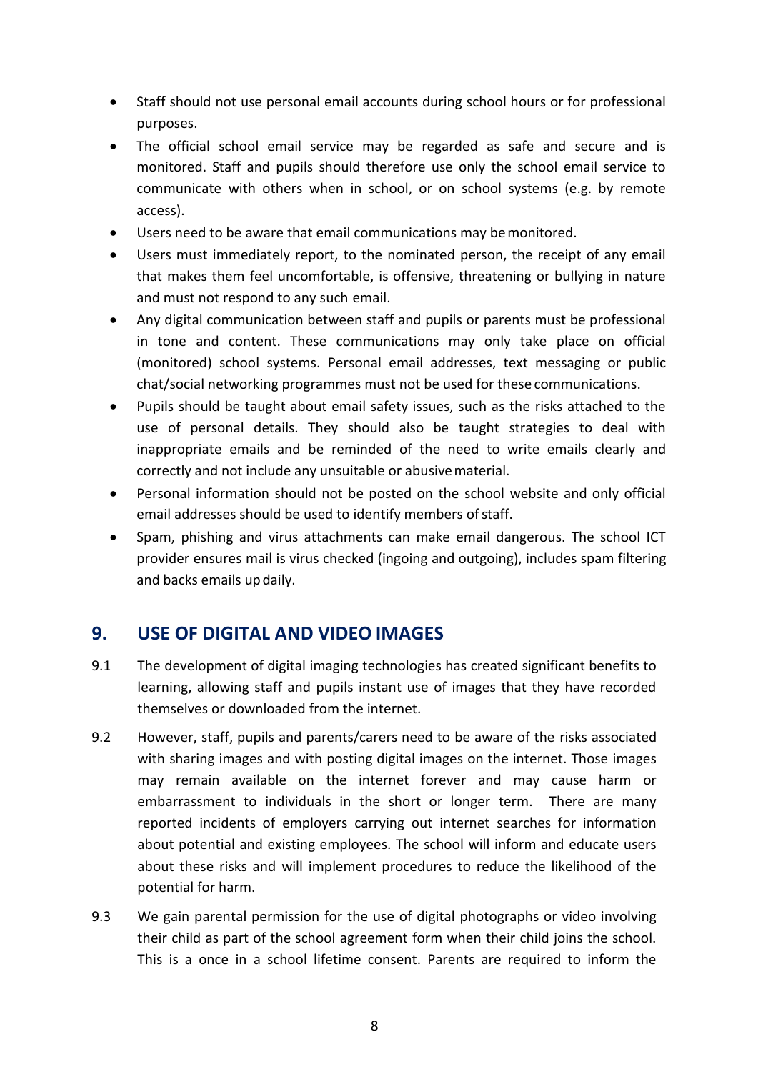- Staff should not use personal email accounts during school hours or for professional purposes.
- The official school email service may be regarded as safe and secure and is monitored. Staff and pupils should therefore use only the school email service to communicate with others when in school, or on school systems (e.g. by remote access).
- Users need to be aware that email communications may be monitored.
- Users must immediately report, to the nominated person, the receipt of any email that makes them feel uncomfortable, is offensive, threatening or bullying in nature and must not respond to any such email.
- Any digital communication between staff and pupils or parents must be professional in tone and content. These communications may only take place on official (monitored) school systems. Personal email addresses, text messaging or public chat/social networking programmes must not be used for these communications.
- Pupils should be taught about email safety issues, such as the risks attached to the use of personal details. They should also be taught strategies to deal with inappropriate emails and be reminded of the need to write emails clearly and correctly and not include any unsuitable or abusive material.
- Personal information should not be posted on the school website and only official email addresses should be used to identify members of staff.
- Spam, phishing and virus attachments can make email dangerous. The school ICT provider ensures mail is virus checked (ingoing and outgoing), includes spam filtering and backs emails up daily.

## 9. USE OF DIGITAL AND VIDEO IMAGES

9.1 The development of digital imaging technologies has created significant benefits to learning, allowing staff and pupils instant use of images that they have recorded themselves or downloaded from the internet.

9.2 However, staff, pupils and parents/carers need to be aware of the risks associated with sharing images and with posting digital images on the internet. Those images may remain available on the internet forever and may cause harm or embarrassment to individuals in the short or longer term. There are many reported incidents of employers carrying out internet searches for information about potential and existing employees. The school will inform and educate users about these risks and will implement procedures to reduce the likelihood of the potential for harm.

9.3 We gain parental permission for the use of digital photographs or video involving their child as part of the school agreement form when their child joins the school. This is a once in a school lifetime consent. Parents are required to inform the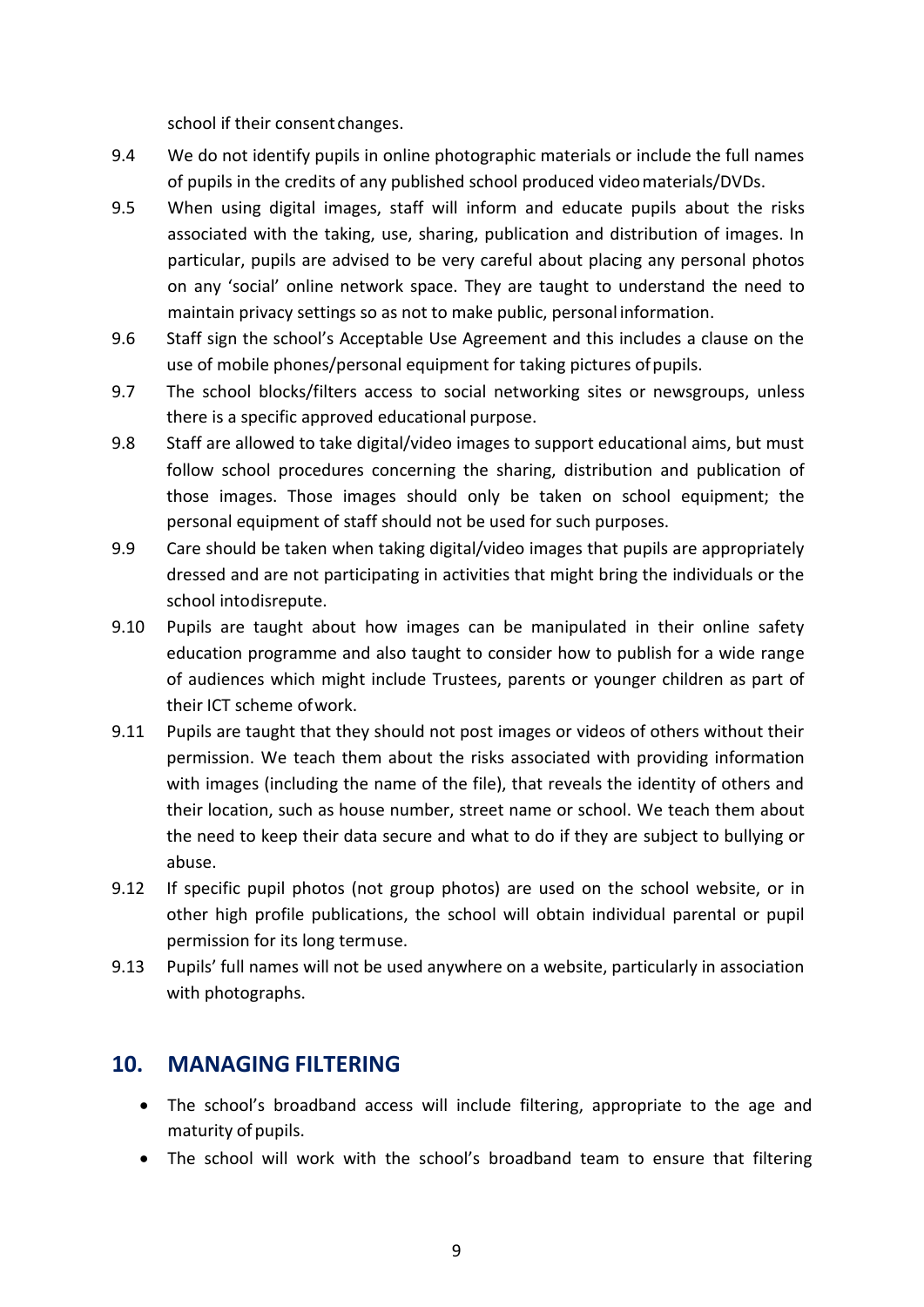school if their consent changes.

9.4 We do not identify pupils in online photographic materials or include the full names of pupils in the credits of any published school produced video materials/DVDs.

9.5 When using digital images, staff will inform and educate pupils about the risks associated with the taking, use, sharing, publication and distribution of images. In particular, pupils are advised to be very careful about placing any personal photos on any 'social' online network space. They are taught to understand the need to maintain privacy settings so as not to make public, personal information.

9.6 Staff sign the school's Acceptable Use Agreement and this includes a clause on the use of mobile phones/personal equipment for taking pictures of pupils.

9.7 The school blocks/filters access to social networking sites or newsgroups, unless there is a specific approved educational purpose.

9.8 Staff are allowed to take digital/video images to support educational aims, but must follow school procedures concerning the sharing, distribution and publication of those images. Those images should only be taken on school equipment; the personal equipment of staff should not be used for such purposes.

9.9 Care should be taken when taking digital/video images that pupils are appropriately dressed and are not participating in activities that might bring the individuals or the school into disrepute.

9.10 Pupils are taught about how images can be manipulated in their online safety education programme and also taught to consider how to publish for a wide range of audiences which might include Trustees, parents or younger children as part of their ICT scheme of work.

9.11 Pupils are taught that they should not post images or videos of others without their permission. We teach them about the risks associated with providing information with images (including the name of the file), that reveals the identity of others and their location, such as house number, street name or school. We teach them about the need to keep their data secure and what to do if they are subject to bullying or abuse.

9.12 If specific pupil photos (not group photos) are used on the school website, or in other high profile publications, the school will obtain individual parental or pupil permission for its long term use.

9.13 Pupils' full names will not be used anywhere on a website, particularly in association with photographs.

## 10. MANAGING FILTERING

- The school's broadband access will include filtering, appropriate to the age and maturity of pupils.
- The school will work with the school's broadband team to ensure that filtering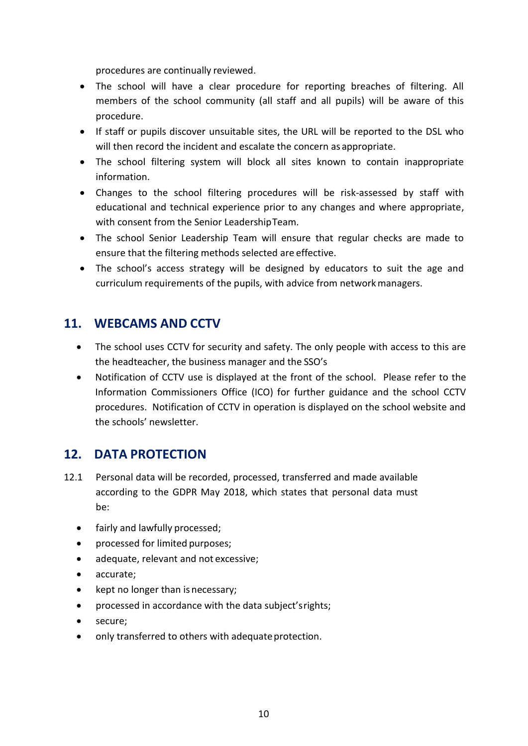procedures are continually reviewed.

- The school will have a clear procedure for reporting breaches of filtering. All members of the school community (all staff and all pupils) will be aware of this procedure.
- If staff or pupils discover unsuitable sites, the URL will be reported to the DSL who will then record the incident and escalate the concern as appropriate.
- The school filtering system will block all sites known to contain inappropriate information.
- Changes to the school filtering procedures will be risk-assessed by staff with educational and technical experience prior to any changes and where appropriate, with consent from the Senior Leadership Team.
- The school Senior Leadership Team will ensure that regular checks are made to ensure that the filtering methods selected are effective.
- The school's access strategy will be designed by educators to suit the age and curriculum requirements of the pupils, with advice from network managers.

## 11. WEBCAMS AND CCTV

- The school uses CCTV for security and safety. The only people with access to this are the headteacher, the business manager and the SSO's
- Notification of CCTV use is displayed at the front of the school. Please refer to the Information Commissioners Office (ICO) for further guidance and the school CCTV procedures. Notification of CCTV in operation is displayed on the school website and the schools' newsletter.

## 12. DATA PROTECTION

12.1 Personal data will be recorded, processed, transferred and made available according to the GDPR May 2018, which states that personal data must be:

- fairly and lawfully processed;
- processed for limited purposes;
- adequate, relevant and not excessive;
- accurate;
- kept no longer than is necessary;
- processed in accordance with the data subject's rights;
- secure;
- only transferred to others with adequate protection.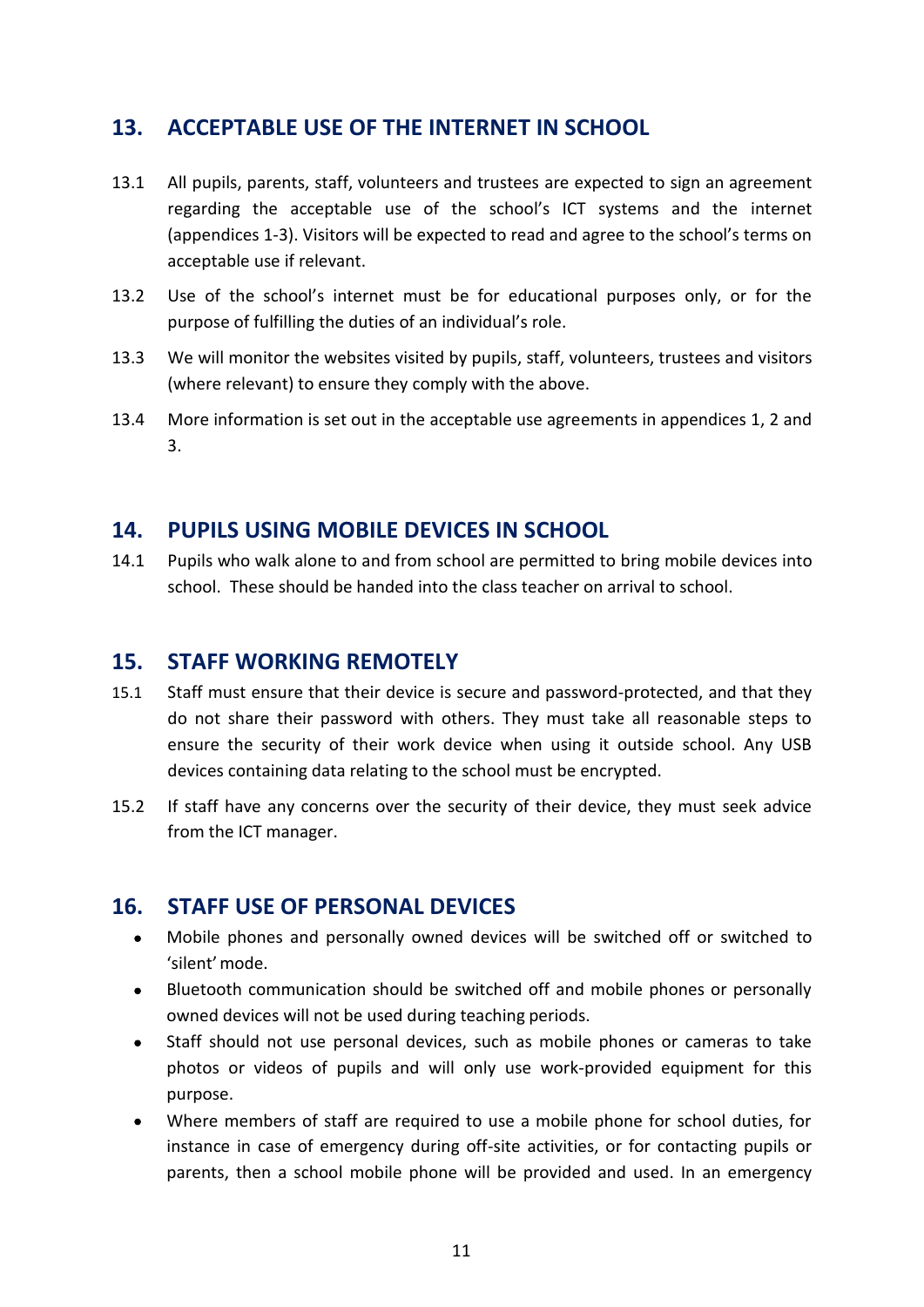## 13. ACCEPTABLE USE OF THE INTERNET IN SCHOOL

13.1 All pupils, parents, staff, volunteers and trustees are expected to sign an agreement regarding the acceptable use of the school's ICT systems and the internet (appendices 1-3). Visitors will be expected to read and agree to the school's terms on acceptable use if relevant.

13.2 Use of the school's internet must be for educational purposes only, or for the purpose of fulfilling the duties of an individual's role.

13.3 We will monitor the websites visited by pupils, staff, volunteers, trustees and visitors (where relevant) to ensure they comply with the above.

13.4 More information is set out in the acceptable use agreements in appendices 1, 2 and 3.

## 14. PUPILS USING MOBILE DEVICES IN SCHOOL

14.1 Pupils who walk alone to and from school are permitted to bring mobile devices into school. These should be handed into the class teacher on arrival to school.

## 15. STAFF WORKING REMOTELY

15.1 Staff must ensure that their device is secure and password-protected, and that they do not share their password with others. They must take all reasonable steps to ensure the security of their work device when using it outside school. Any USB devices containing data relating to the school must be encrypted.

15.2 If staff have any concerns over the security of their device, they must seek advice from the ICT manager.

## 16. STAFF USE OF PERSONAL DEVICES

- Mobile phones and personally owned devices will be switched off or switched to 'silent' mode.
- Bluetooth communication should be switched off and mobile phones or personally owned devices will not be used during teaching periods.
- Staff should not use personal devices, such as mobile phones or cameras to take photos or videos of pupils and will only use work-provided equipment for this purpose.
- Where members of staff are required to use a mobile phone for school duties, for instance in case of emergency during off-site activities, or for contacting pupils or parents, then a school mobile phone will be provided and used. In an emergency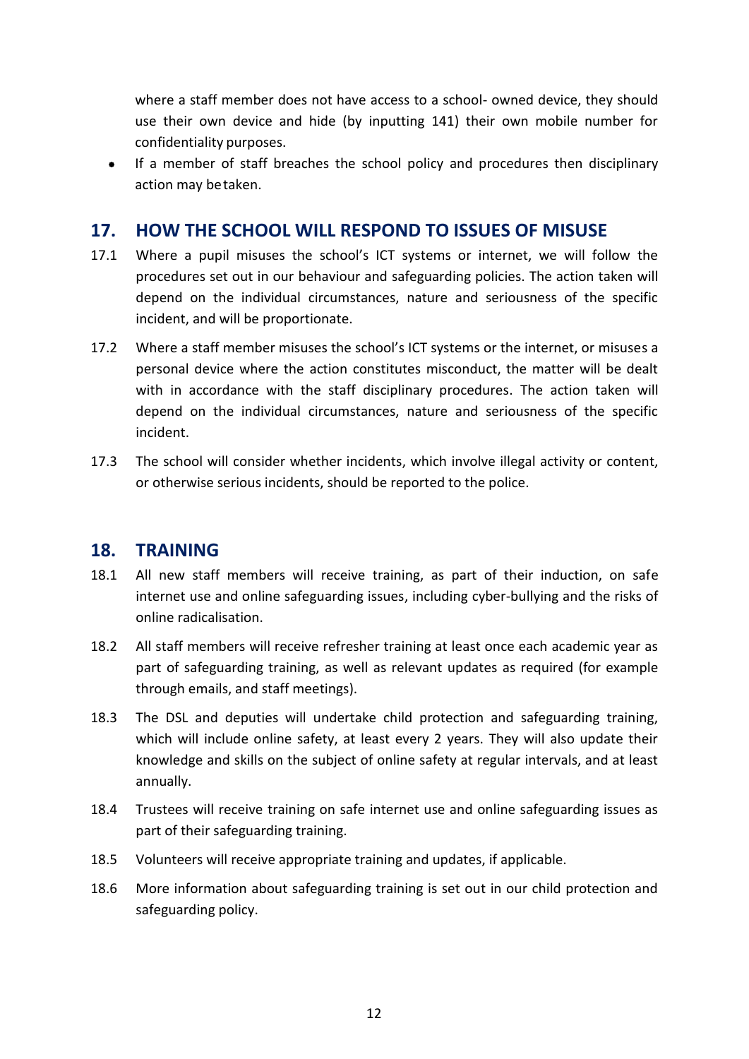where a staff member does not have access to a school- owned device, they should use their own device and hide (by inputting 141) their own mobile number for confidentiality purposes.

- If a member of staff breaches the school policy and procedures then disciplinary action may be taken.

## 17. HOW THE SCHOOL WILL RESPOND TO ISSUES OF MISUSE

17.1 Where a pupil misuses the school's ICT systems or internet, we will follow the procedures set out in our behaviour and safeguarding policies. The action taken will depend on the individual circumstances, nature and seriousness of the specific incident, and will be proportionate.

17.2 Where a staff member misuses the school's ICT systems or the internet, or misuses a personal device where the action constitutes misconduct, the matter will be dealt with in accordance with the staff disciplinary procedures. The action taken will depend on the individual circumstances, nature and seriousness of the specific incident.

17.3 The school will consider whether incidents, which involve illegal activity or content, or otherwise serious incidents, should be reported to the police.

## 18. TRAINING

18.1 All new staff members will receive training, as part of their induction, on safe internet use and online safeguarding issues, including cyber-bullying and the risks of online radicalisation.

18.2 All staff members will receive refresher training at least once each academic year as part of safeguarding training, as well as relevant updates as required (for example through emails, and staff meetings).

18.3 The DSL and deputies will undertake child protection and safeguarding training, which will include online safety, at least every 2 years. They will also update their knowledge and skills on the subject of online safety at regular intervals, and at least annually.

18.4 Trustees will receive training on safe internet use and online safeguarding issues as part of their safeguarding training.

18.5 Volunteers will receive appropriate training and updates, if applicable.

18.6 More information about safeguarding training is set out in our child protection and safeguarding policy.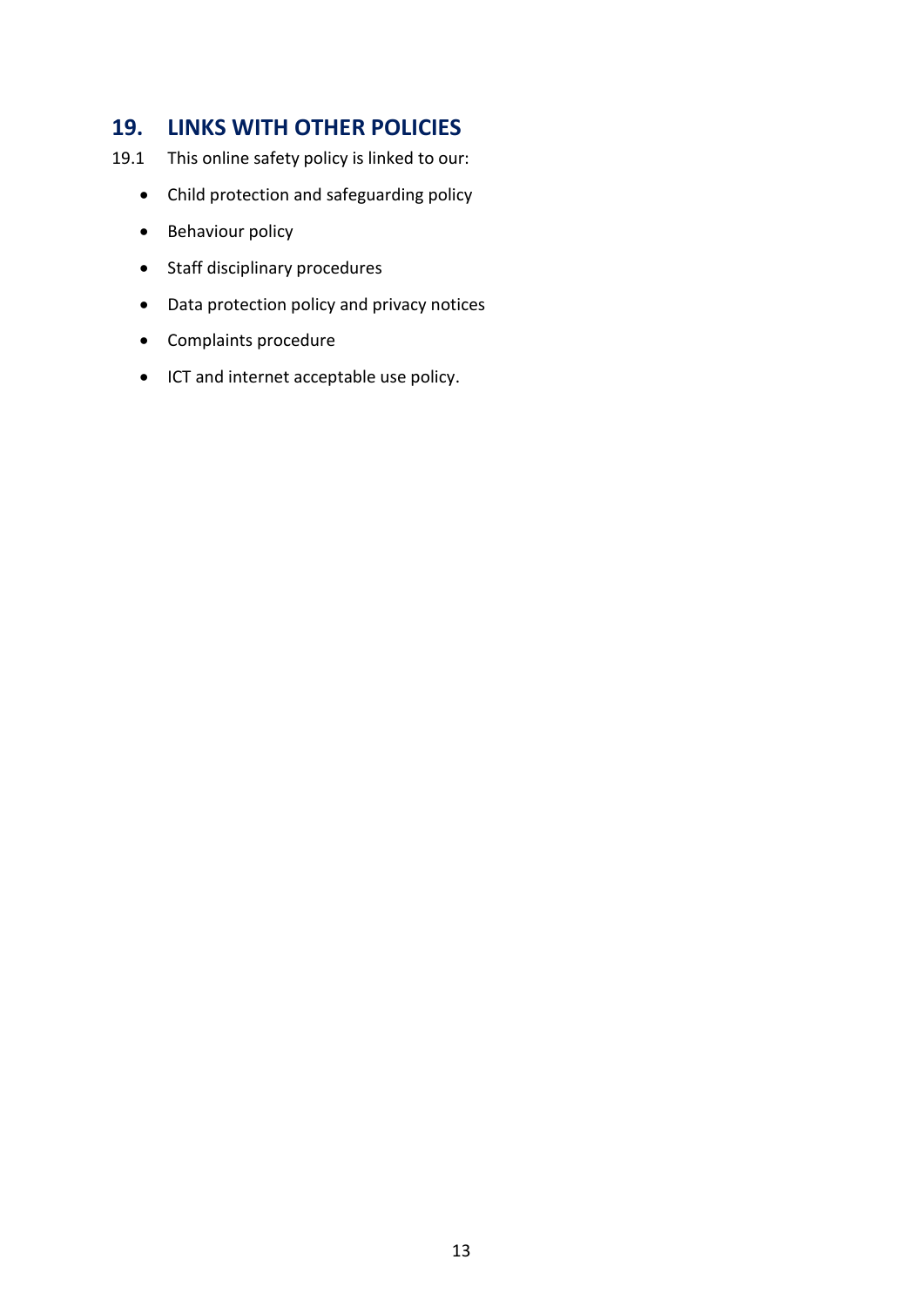## 19. LINKS WITH OTHER POLICIES

19.1 This online safety policy is linked to our:

- Child protection and safeguarding policy
- Behaviour policy
- Staff disciplinary procedures
- Data protection policy and privacy notices
- Complaints procedure
- ICT and internet acceptable use policy.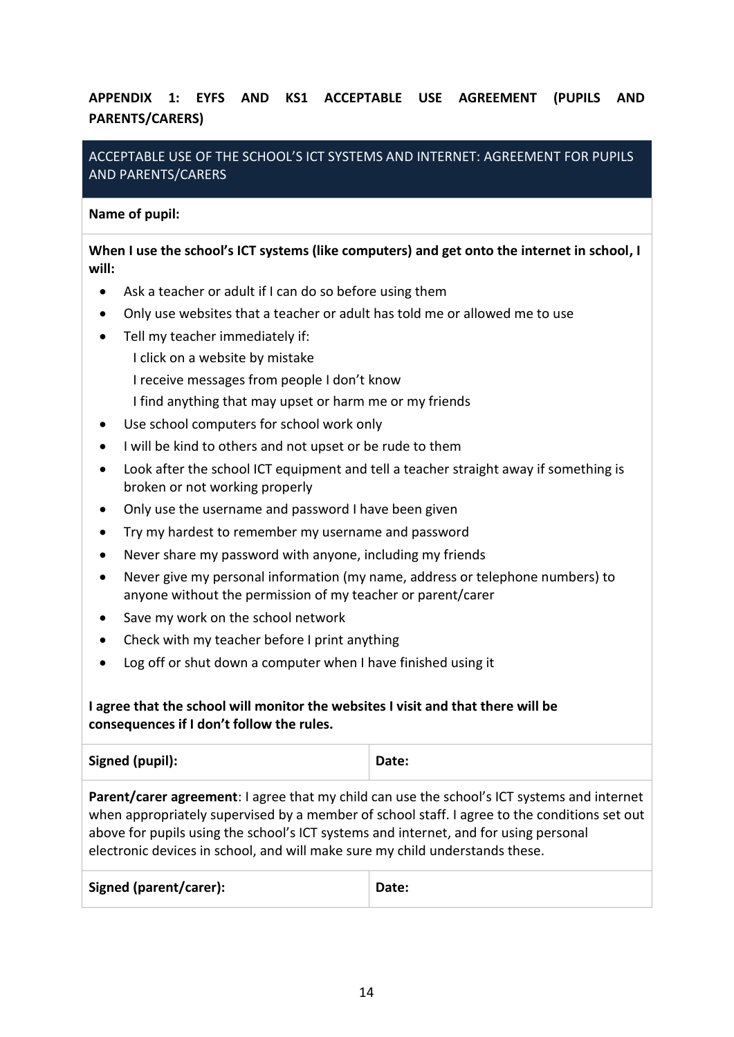**APPENDIX 1: EYFS AND KS1 ACCEPTABLE USE AGREEMENT (PUPILS AND PARENTS/CARERS)**

| ACCEPTABLE USE OF THE SCHOOL'S ICT SYSTEMS AND INTERNET: AGREEMENT FOR PUPILS AND PARENTS/CARERS | |
|---|---|
| **Name of pupil:** | |

**When I use the school's ICT systems (like computers) and get onto the internet in school, I will:**

- Ask a teacher or adult if I can do so before using them
- Only use websites that a teacher or adult has told me or allowed me to use
- Tell my teacher immediately if:
  - I click on a website by mistake
  - I receive messages from people I don't know
  - I find anything that may upset or harm me or my friends
- Use school computers for school work only
- I will be kind to others and not upset or be rude to them
- Look after the school ICT equipment and tell a teacher straight away if something is broken or not working properly
- Only use the username and password I have been given
- Try my hardest to remember my username and password
- Never share my password with anyone, including my friends
- Never give my personal information (my name, address or telephone numbers) to anyone without the permission of my teacher or parent/carer
- Save my work on the school network
- Check with my teacher before I print anything
- Log off or shut down a computer when I have finished using it

**I agree that the school will monitor the websites I visit and that there will be consequences if I don't follow the rules.**

| **Signed (pupil):** | **Date:** |
|---|---|

**Parent/carer agreement**: I agree that my child can use the school's ICT systems and internet when appropriately supervised by a member of school staff. I agree to the conditions set out above for pupils using the school's ICT systems and internet, and for using personal electronic devices in school, and will make sure my child understands these.

| **Signed (parent/carer):** | **Date:** |
|---|---|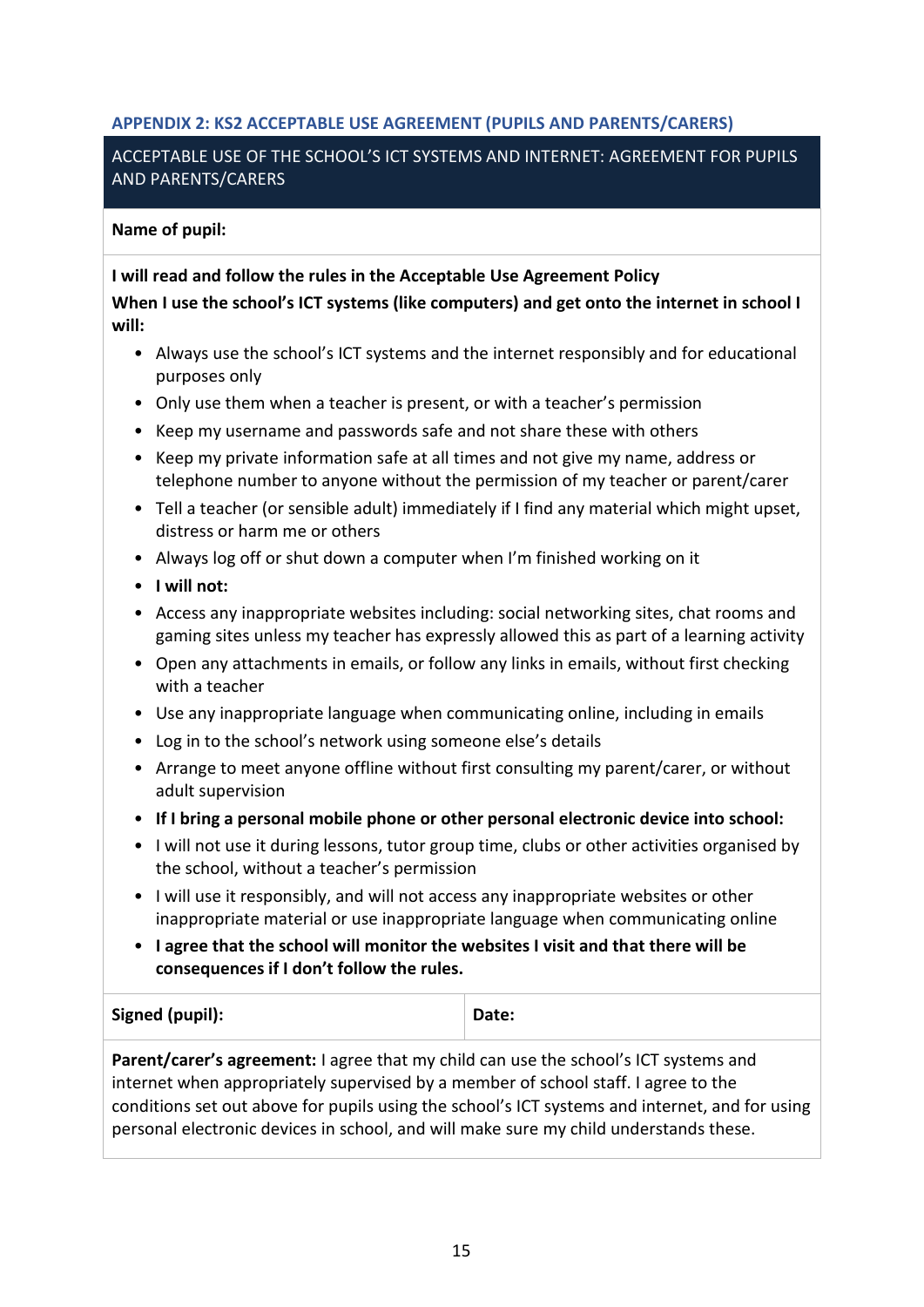### APPENDIX 2: KS2 ACCEPTABLE USE AGREEMENT (PUPILS AND PARENTS/CARERS)

| ACCEPTABLE USE OF THE SCHOOL'S ICT SYSTEMS AND INTERNET: AGREEMENT FOR PUPILS AND PARENTS/CARERS | |
|---|---|
| **Name of pupil:** | |

**I will read and follow the rules in the Acceptable Use Agreement Policy**

**When I use the school's ICT systems (like computers) and get onto the internet in school I will:**

- Always use the school's ICT systems and the internet responsibly and for educational purposes only
- Only use them when a teacher is present, or with a teacher's permission
- Keep my username and passwords safe and not share these with others
- Keep my private information safe at all times and not give my name, address or telephone number to anyone without the permission of my teacher or parent/carer
- Tell a teacher (or sensible adult) immediately if I find any material which might upset, distress or harm me or others
- Always log off or shut down a computer when I'm finished working on it
- **I will not:**
- Access any inappropriate websites including: social networking sites, chat rooms and gaming sites unless my teacher has expressly allowed this as part of a learning activity
- Open any attachments in emails, or follow any links in emails, without first checking with a teacher
- Use any inappropriate language when communicating online, including in emails
- Log in to the school's network using someone else's details
- Arrange to meet anyone offline without first consulting my parent/carer, or without adult supervision
- **If I bring a personal mobile phone or other personal electronic device into school:**
- I will not use it during lessons, tutor group time, clubs or other activities organised by the school, without a teacher's permission
- I will use it responsibly, and will not access any inappropriate websites or other inappropriate material or use inappropriate language when communicating online
- **I agree that the school will monitor the websites I visit and that there will be consequences if I don't follow the rules.**

| **Signed (pupil):** | **Date:** |
|---|---|

**Parent/carer's agreement:** I agree that my child can use the school's ICT systems and internet when appropriately supervised by a member of school staff. I agree to the conditions set out above for pupils using the school's ICT systems and internet, and for using personal electronic devices in school, and will make sure my child understands these.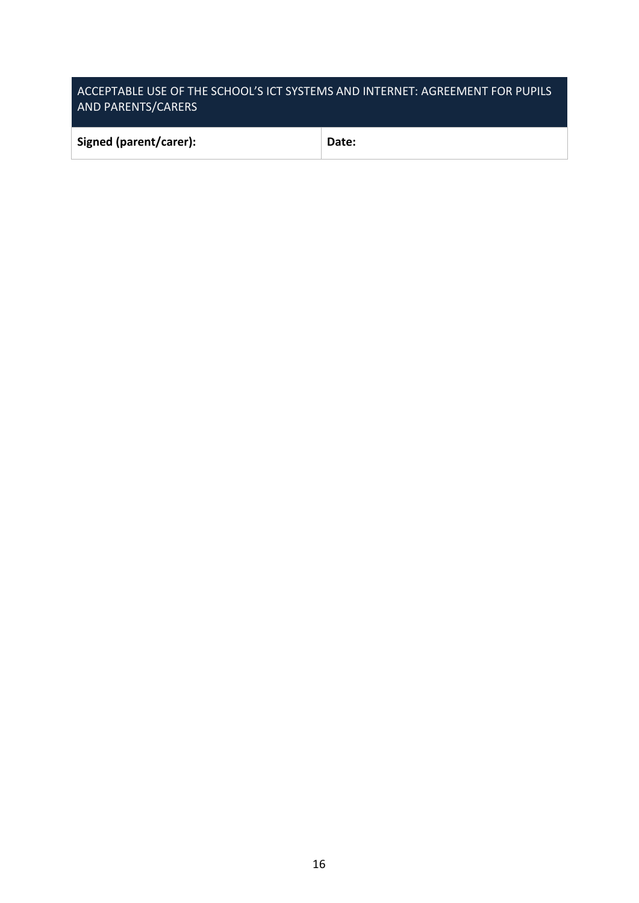| ACCEPTABLE USE OF THE SCHOOL'S ICT SYSTEMS AND INTERNET: AGREEMENT FOR PUPILS AND PARENTS/CARERS | |
|---|---|
| **Signed (parent/carer):** | **Date:** |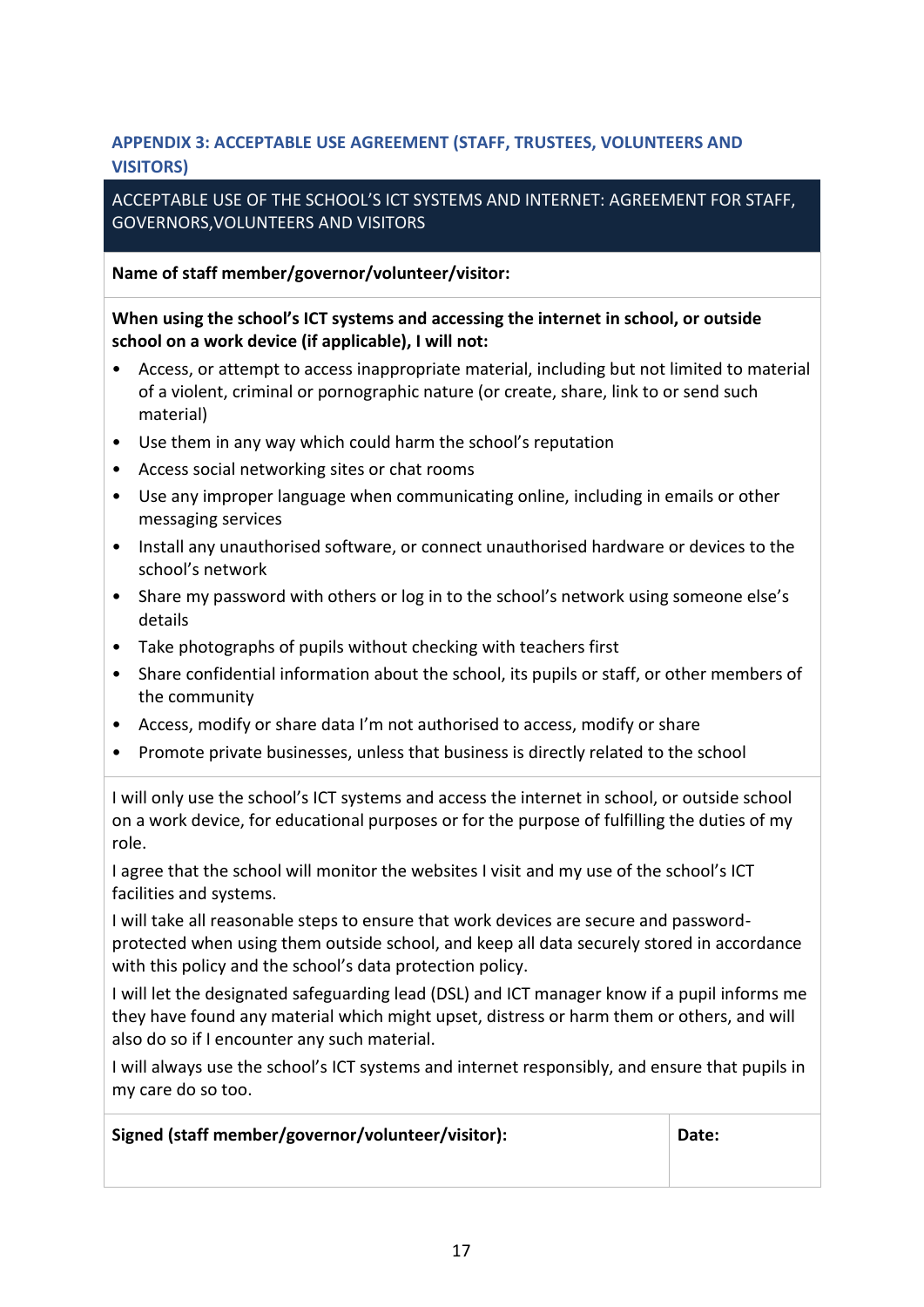## APPENDIX 3: ACCEPTABLE USE AGREEMENT (STAFF, TRUSTEES, VOLUNTEERS AND VISITORS)

ACCEPTABLE USE OF THE SCHOOL'S ICT SYSTEMS AND INTERNET: AGREEMENT FOR STAFF, GOVERNORS,VOLUNTEERS AND VISITORS

**Name of staff member/governor/volunteer/visitor:**

**When using the school's ICT systems and accessing the internet in school, or outside school on a work device (if applicable), I will not:**

- Access, or attempt to access inappropriate material, including but not limited to material of a violent, criminal or pornographic nature (or create, share, link to or send such material)
- Use them in any way which could harm the school's reputation
- Access social networking sites or chat rooms
- Use any improper language when communicating online, including in emails or other messaging services
- Install any unauthorised software, or connect unauthorised hardware or devices to the school's network
- Share my password with others or log in to the school's network using someone else's details
- Take photographs of pupils without checking with teachers first
- Share confidential information about the school, its pupils or staff, or other members of the community
- Access, modify or share data I'm not authorised to access, modify or share
- Promote private businesses, unless that business is directly related to the school

I will only use the school's ICT systems and access the internet in school, or outside school on a work device, for educational purposes or for the purpose of fulfilling the duties of my role.

I agree that the school will monitor the websites I visit and my use of the school's ICT facilities and systems.

I will take all reasonable steps to ensure that work devices are secure and password-protected when using them outside school, and keep all data securely stored in accordance with this policy and the school's data protection policy.

I will let the designated safeguarding lead (DSL) and ICT manager know if a pupil informs me they have found any material which might upset, distress or harm them or others, and will also do so if I encounter any such material.

I will always use the school's ICT systems and internet responsibly, and ensure that pupils in my care do so too.

| **Signed (staff member/governor/volunteer/visitor):** | **Date:** |
|---|---|
| | |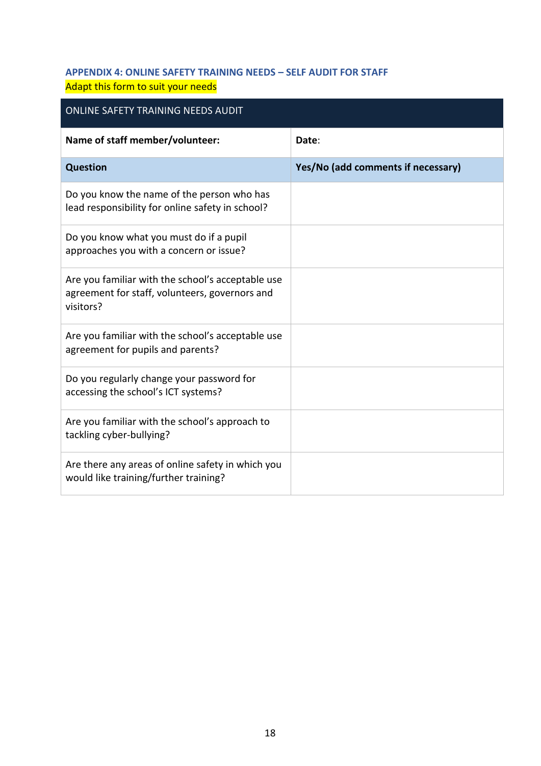### APPENDIX 4: ONLINE SAFETY TRAINING NEEDS – SELF AUDIT FOR STAFF

Adapt this form to suit your needs

| ONLINE SAFETY TRAINING NEEDS AUDIT | |
| --- | --- |
| **Name of staff member/volunteer:** | **Date**: |
| **Question** | **Yes/No (add comments if necessary)** |
| Do you know the name of the person who has lead responsibility for online safety in school? | |
| Do you know what you must do if a pupil approaches you with a concern or issue? | |
| Are you familiar with the school's acceptable use agreement for staff, volunteers, governors and visitors? | |
| Are you familiar with the school's acceptable use agreement for pupils and parents? | |
| Do you regularly change your password for accessing the school's ICT systems? | |
| Are you familiar with the school's approach to tackling cyber-bullying? | |
| Are there any areas of online safety in which you would like training/further training? | |